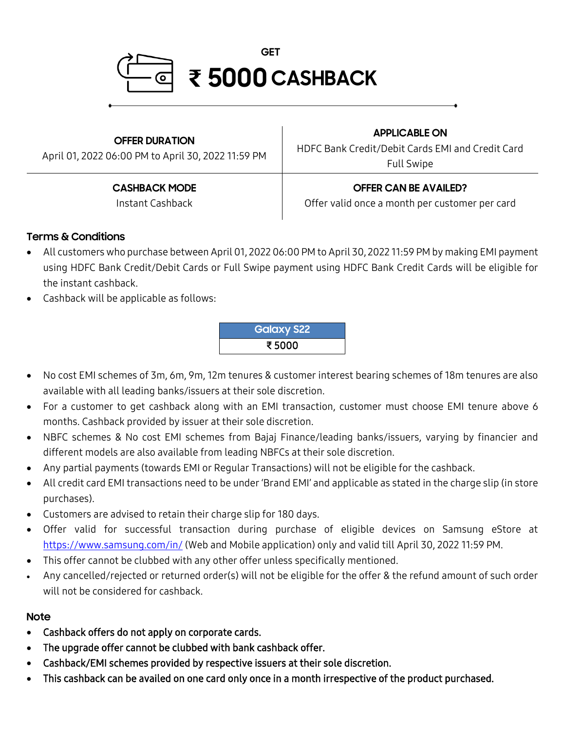# GET ₹ 5000 CASHBACK

| OFFER DURATION | APPLICABLE ON |
|---|---|
| April 01, 2022 06:00 PM to April 30, 2022 11:59 PM | HDFC Bank Credit/Debit Cards EMI and Credit Card Full Swipe |
| **CASHBACK MODE** | **OFFER CAN BE AVAILED?** |
| Instant Cashback | Offer valid once a month per customer per card |

## Terms & Conditions

- All customers who purchase between April 01, 2022 06:00 PM to April 30, 2022 11:59 PM by making EMI payment using HDFC Bank Credit/Debit Cards or Full Swipe payment using HDFC Bank Credit Cards will be eligible for the instant cashback.
- Cashback will be applicable as follows:

| Galaxy S22 |
|---|
| ₹ 5000 |

- No cost EMI schemes of 3m, 6m, 9m, 12m tenures & customer interest bearing schemes of 18m tenures are also available with all leading banks/issuers at their sole discretion.
- For a customer to get cashback along with an EMI transaction, customer must choose EMI tenure above 6 months. Cashback provided by issuer at their sole discretion.
- NBFC schemes & No cost EMI schemes from Bajaj Finance/leading banks/issuers, varying by financier and different models are also available from leading NBFCs at their sole discretion.
- Any partial payments (towards EMI or Regular Transactions) will not be eligible for the cashback.
- All credit card EMI transactions need to be under 'Brand EMI' and applicable as stated in the charge slip (in store purchases).
- Customers are advised to retain their charge slip for 180 days.
- Offer valid for successful transaction during purchase of eligible devices on Samsung eStore at https://www.samsung.com/in/ (Web and Mobile application) only and valid till April 30, 2022 11:59 PM.
- This offer cannot be clubbed with any other offer unless specifically mentioned.
- Any cancelled/rejected or returned order(s) will not be eligible for the offer & the refund amount of such order will not be considered for cashback.

## Note

- Cashback offers do not apply on corporate cards.
- The upgrade offer cannot be clubbed with bank cashback offer.
- Cashback/EMI schemes provided by respective issuers at their sole discretion.
- This cashback can be availed on one card only once in a month irrespective of the product purchased.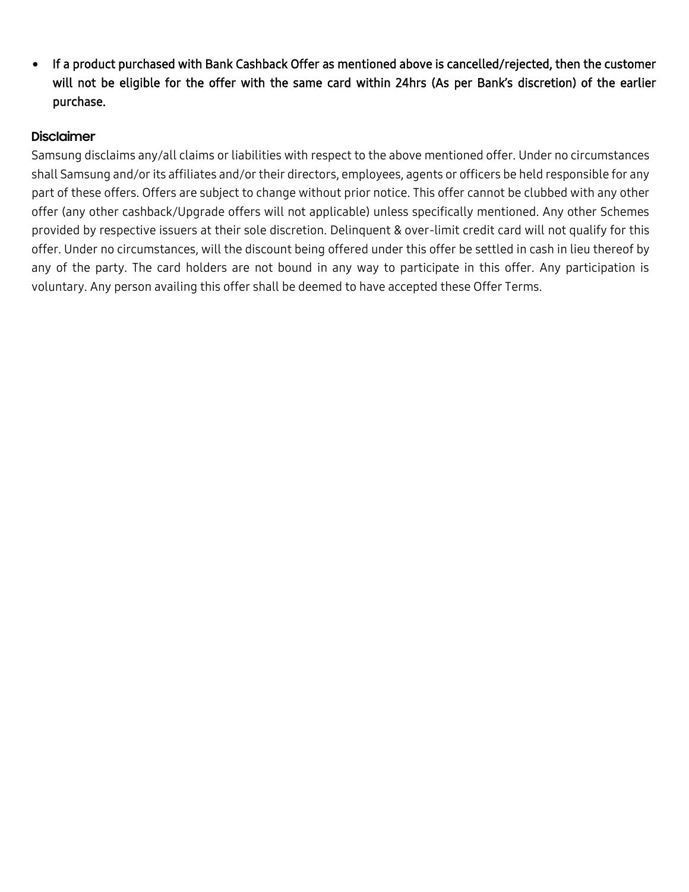- If a product purchased with Bank Cashback Offer as mentioned above is cancelled/rejected, then the customer will not be eligible for the offer with the same card within 24hrs (As per Bank's discretion) of the earlier purchase.

### Disclaimer

Samsung disclaims any/all claims or liabilities with respect to the above mentioned offer. Under no circumstances shall Samsung and/or its affiliates and/or their directors, employees, agents or officers be held responsible for any part of these offers. Offers are subject to change without prior notice. This offer cannot be clubbed with any other offer (any other cashback/Upgrade offers will not applicable) unless specifically mentioned. Any other Schemes provided by respective issuers at their sole discretion. Delinquent & over-limit credit card will not qualify for this offer. Under no circumstances, will the discount being offered under this offer be settled in cash in lieu thereof by any of the party. The card holders are not bound in any way to participate in this offer. Any participation is voluntary. Any person availing this offer shall be deemed to have accepted these Offer Terms.